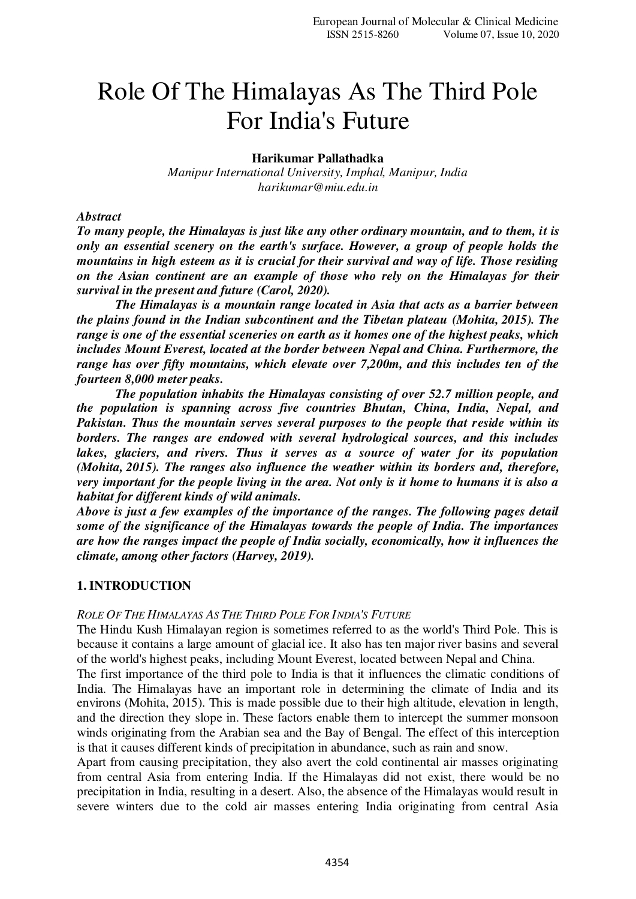# Role Of The Himalayas As The Third Pole For India's Future

**Harikumar Pallathadka**

*Manipur International University, Imphal, Manipur, India*
*harikumar@miu.edu.in*

***Abstract***

***To many people, the Himalayas is just like any other ordinary mountain, and to them, it is only an essential scenery on the earth's surface. However, a group of people holds the mountains in high esteem as it is crucial for their survival and way of life. Those residing on the Asian continent are an example of those who rely on the Himalayas for their survival in the present and future (Carol, 2020).***

***The Himalayas is a mountain range located in Asia that acts as a barrier between the plains found in the Indian subcontinent and the Tibetan plateau (Mohita, 2015). The range is one of the essential sceneries on earth as it homes one of the highest peaks, which includes Mount Everest, located at the border between Nepal and China. Furthermore, the range has over fifty mountains, which elevate over 7,200m, and this includes ten of the fourteen 8,000 meter peaks.***

***The population inhabits the Himalayas consisting of over 52.7 million people, and the population is spanning across five countries Bhutan, China, India, Nepal, and Pakistan. Thus the mountain serves several purposes to the people that reside within its borders. The ranges are endowed with several hydrological sources, and this includes lakes, glaciers, and rivers. Thus it serves as a source of water for its population (Mohita, 2015). The ranges also influence the weather within its borders and, therefore, very important for the people living in the area. Not only is it home to humans it is also a habitat for different kinds of wild animals.***

***Above is just a few examples of the importance of the ranges. The following pages detail some of the significance of the Himalayas towards the people of India. The importances are how the ranges impact the people of India socially, economically, how it influences the climate, among other factors (Harvey, 2019).***

## 1. INTRODUCTION

*ROLE OF THE HIMALAYAS AS THE THIRD POLE FOR INDIA'S FUTURE*

The Hindu Kush Himalayan region is sometimes referred to as the world's Third Pole. This is because it contains a large amount of glacial ice. It also has ten major river basins and several of the world's highest peaks, including Mount Everest, located between Nepal and China.

The first importance of the third pole to India is that it influences the climatic conditions of India. The Himalayas have an important role in determining the climate of India and its environs (Mohita, 2015). This is made possible due to their high altitude, elevation in length, and the direction they slope in. These factors enable them to intercept the summer monsoon winds originating from the Arabian sea and the Bay of Bengal. The effect of this interception is that it causes different kinds of precipitation in abundance, such as rain and snow.

Apart from causing precipitation, they also avert the cold continental air masses originating from central Asia from entering India. If the Himalayas did not exist, there would be no precipitation in India, resulting in a desert. Also, the absence of the Himalayas would result in severe winters due to the cold air masses entering India originating from central Asia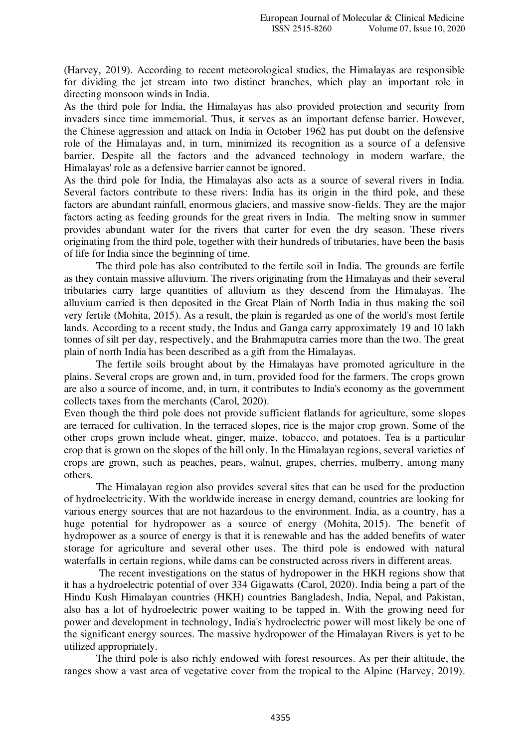(Harvey, 2019). According to recent meteorological studies, the Himalayas are responsible for dividing the jet stream into two distinct branches, which play an important role in directing monsoon winds in India.

As the third pole for India, the Himalayas has also provided protection and security from invaders since time immemorial. Thus, it serves as an important defense barrier. However, the Chinese aggression and attack on India in October 1962 has put doubt on the defensive role of the Himalayas and, in turn, minimized its recognition as a source of a defensive barrier. Despite all the factors and the advanced technology in modern warfare, the Himalayas' role as a defensive barrier cannot be ignored.

As the third pole for India, the Himalayas also acts as a source of several rivers in India. Several factors contribute to these rivers: India has its origin in the third pole, and these factors are abundant rainfall, enormous glaciers, and massive snow-fields. They are the major factors acting as feeding grounds for the great rivers in India. The melting snow in summer provides abundant water for the rivers that carter for even the dry season. These rivers originating from the third pole, together with their hundreds of tributaries, have been the basis of life for India since the beginning of time.

The third pole has also contributed to the fertile soil in India. The grounds are fertile as they contain massive alluvium. The rivers originating from the Himalayas and their several tributaries carry large quantities of alluvium as they descend from the Himalayas. The alluvium carried is then deposited in the Great Plain of North India in thus making the soil very fertile (Mohita, 2015). As a result, the plain is regarded as one of the world's most fertile lands. According to a recent study, the Indus and Ganga carry approximately 19 and 10 lakh tonnes of silt per day, respectively, and the Brahmaputra carries more than the two. The great plain of north India has been described as a gift from the Himalayas.

The fertile soils brought about by the Himalayas have promoted agriculture in the plains. Several crops are grown and, in turn, provided food for the farmers. The crops grown are also a source of income, and, in turn, it contributes to India's economy as the government collects taxes from the merchants (Carol, 2020).

Even though the third pole does not provide sufficient flatlands for agriculture, some slopes are terraced for cultivation. In the terraced slopes, rice is the major crop grown. Some of the other crops grown include wheat, ginger, maize, tobacco, and potatoes. Tea is a particular crop that is grown on the slopes of the hill only. In the Himalayan regions, several varieties of crops are grown, such as peaches, pears, walnut, grapes, cherries, mulberry, among many others.

The Himalayan region also provides several sites that can be used for the production of hydroelectricity. With the worldwide increase in energy demand, countries are looking for various energy sources that are not hazardous to the environment. India, as a country, has a huge potential for hydropower as a source of energy (Mohita, 2015). The benefit of hydropower as a source of energy is that it is renewable and has the added benefits of water storage for agriculture and several other uses. The third pole is endowed with natural waterfalls in certain regions, while dams can be constructed across rivers in different areas.

The recent investigations on the status of hydropower in the HKH regions show that it has a hydroelectric potential of over 334 Gigawatts (Carol, 2020). India being a part of the Hindu Kush Himalayan countries (HKH) countries Bangladesh, India, Nepal, and Pakistan, also has a lot of hydroelectric power waiting to be tapped in. With the growing need for power and development in technology, India's hydroelectric power will most likely be one of the significant energy sources. The massive hydropower of the Himalayan Rivers is yet to be utilized appropriately.

The third pole is also richly endowed with forest resources. As per their altitude, the ranges show a vast area of vegetative cover from the tropical to the Alpine (Harvey, 2019).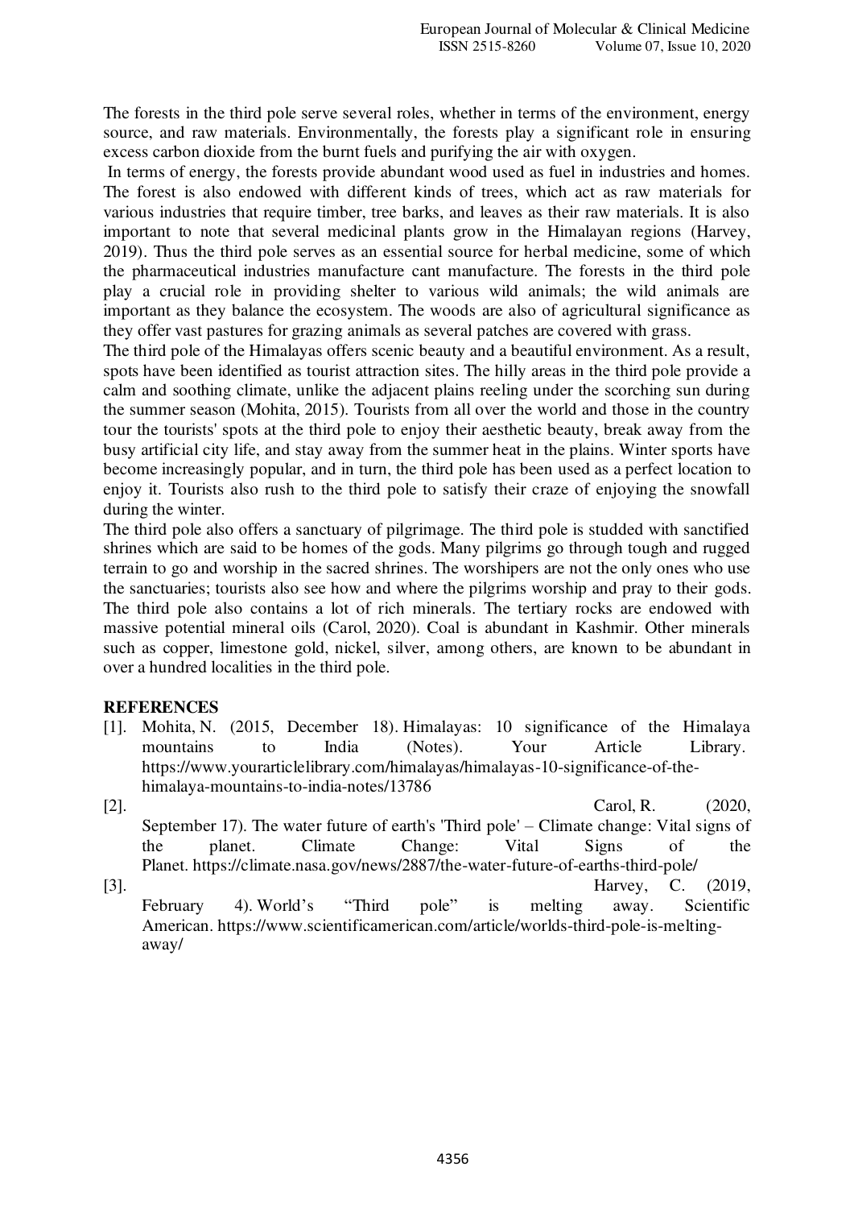The forests in the third pole serve several roles, whether in terms of the environment, energy source, and raw materials. Environmentally, the forests play a significant role in ensuring excess carbon dioxide from the burnt fuels and purifying the air with oxygen.

In terms of energy, the forests provide abundant wood used as fuel in industries and homes. The forest is also endowed with different kinds of trees, which act as raw materials for various industries that require timber, tree barks, and leaves as their raw materials. It is also important to note that several medicinal plants grow in the Himalayan regions (Harvey, 2019). Thus the third pole serves as an essential source for herbal medicine, some of which the pharmaceutical industries manufacture cant manufacture. The forests in the third pole play a crucial role in providing shelter to various wild animals; the wild animals are important as they balance the ecosystem. The woods are also of agricultural significance as they offer vast pastures for grazing animals as several patches are covered with grass.

The third pole of the Himalayas offers scenic beauty and a beautiful environment. As a result, spots have been identified as tourist attraction sites. The hilly areas in the third pole provide a calm and soothing climate, unlike the adjacent plains reeling under the scorching sun during the summer season (Mohita, 2015). Tourists from all over the world and those in the country tour the tourists' spots at the third pole to enjoy their aesthetic beauty, break away from the busy artificial city life, and stay away from the summer heat in the plains. Winter sports have become increasingly popular, and in turn, the third pole has been used as a perfect location to enjoy it. Tourists also rush to the third pole to satisfy their craze of enjoying the snowfall during the winter.

The third pole also offers a sanctuary of pilgrimage. The third pole is studded with sanctified shrines which are said to be homes of the gods. Many pilgrims go through tough and rugged terrain to go and worship in the sacred shrines. The worshipers are not the only ones who use the sanctuaries; tourists also see how and where the pilgrims worship and pray to their gods. The third pole also contains a lot of rich minerals. The tertiary rocks are endowed with massive potential mineral oils (Carol, 2020). Coal is abundant in Kashmir. Other minerals such as copper, limestone gold, nickel, silver, among others, are known to be abundant in over a hundred localities in the third pole.

## REFERENCES

[1]. Mohita, N. (2015, December 18). Himalayas: 10 significance of the Himalaya mountains to India (Notes). Your Article Library. https://www.yourarticlelibrary.com/himalayas/himalayas-10-significance-of-the-himalaya-mountains-to-india-notes/13786

[2]. Carol, R. (2020, September 17). The water future of earth's 'Third pole' – Climate change: Vital signs of the planet. Climate Change: Vital Signs of the Planet. https://climate.nasa.gov/news/2887/the-water-future-of-earths-third-pole/

[3]. Harvey, C. (2019, February 4). World's "Third pole" is melting away. Scientific American. https://www.scientificamerican.com/article/worlds-third-pole-is-melting-away/